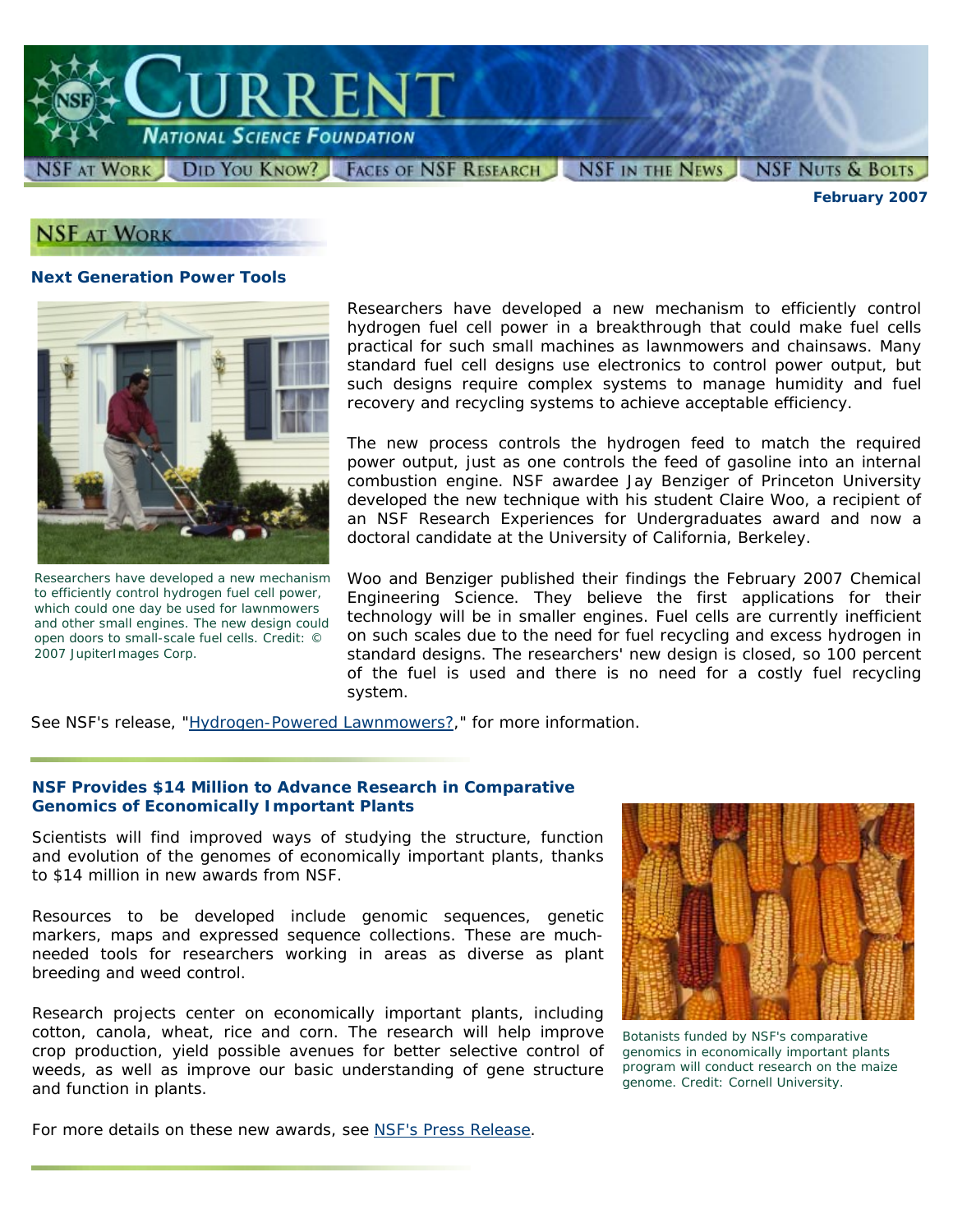# CURRENT

## National Science Foundation

NSF at Work | Did You Know? | Faces of NSF Research | NSF in the News | NSF Nuts & Bolts

**February 2007**

## NSF at Work

### Next Generation Power Tools

Researchers have developed a new mechanism to efficiently control hydrogen fuel cell power, which could one day be used for lawnmowers and other small engines. The new design could open doors to small-scale fuel cells. Credit: © 2007 JupiterImages Corp.

Researchers have developed a new mechanism to efficiently control hydrogen fuel cell power in a breakthrough that could make fuel cells practical for such small machines as lawnmowers and chainsaws. Many standard fuel cell designs use electronics to control power output, but such designs require complex systems to manage humidity and fuel recovery and recycling systems to achieve acceptable efficiency.

The new process controls the hydrogen feed to match the required power output, just as one controls the feed of gasoline into an internal combustion engine. NSF awardee Jay Benziger of Princeton University developed the new technique with his student Claire Woo, a recipient of an NSF Research Experiences for Undergraduates award and now a doctoral candidate at the University of California, Berkeley.

Woo and Benziger published their findings the February 2007 Chemical Engineering Science. They believe the first applications for their technology will be in smaller engines. Fuel cells are currently inefficient on such scales due to the need for fuel recycling and excess hydrogen in standard designs. The researchers' new design is closed, so 100 percent of the fuel is used and there is no need for a costly fuel recycling system.

See NSF's release, "Hydrogen-Powered Lawnmowers?," for more information.

---

### NSF Provides $14 Million to Advance Research in Comparative Genomics of Economically Important Plants

Scientists will find improved ways of studying the structure, function and evolution of the genomes of economically important plants, thanks to $14 million in new awards from NSF.

Resources to be developed include genomic sequences, genetic markers, maps and expressed sequence collections. These are much-needed tools for researchers working in areas as diverse as plant breeding and weed control.

Research projects center on economically important plants, including cotton, canola, wheat, rice and corn. The research will help improve crop production, yield possible avenues for better selective control of weeds, as well as improve our basic understanding of gene structure and function in plants.

Botanists funded by NSF's comparative genomics in economically important plants program will conduct research on the maize genome. Credit: Cornell University.

For more details on these new awards, see NSF's Press Release.

---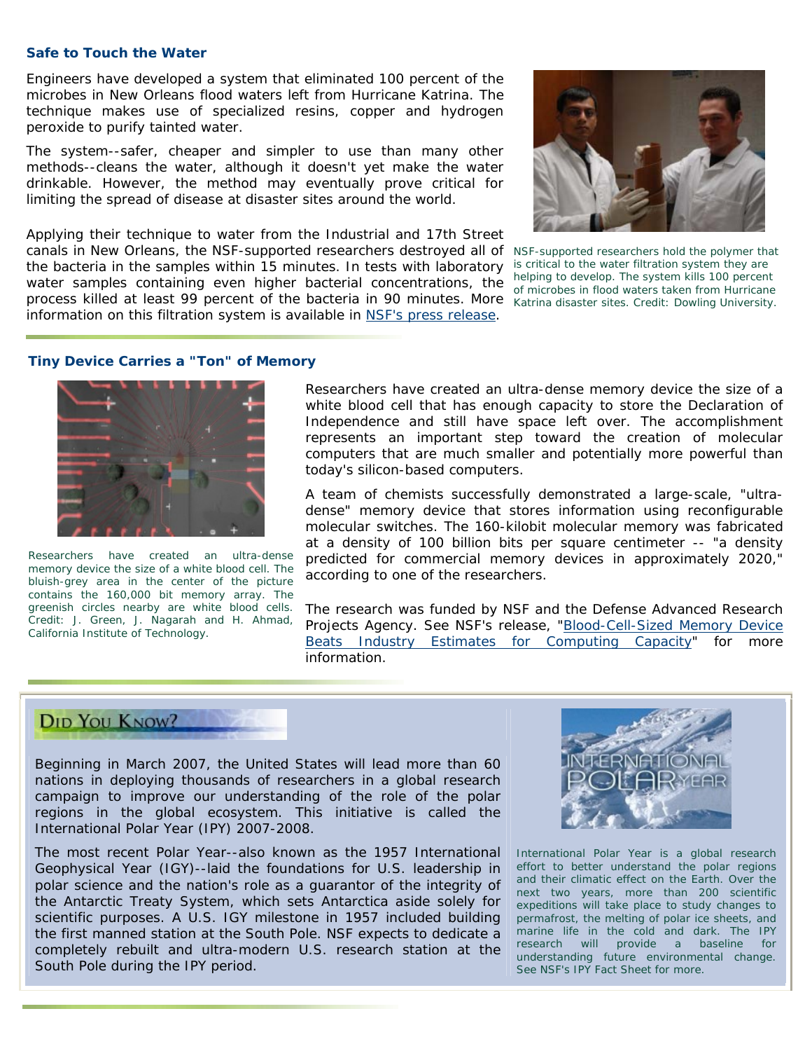### Safe to Touch the Water

Engineers have developed a system that eliminated 100 percent of the microbes in New Orleans flood waters left from Hurricane Katrina. The technique makes use of specialized resins, copper and hydrogen peroxide to purify tainted water.

The system--safer, cheaper and simpler to use than many other methods--cleans the water, although it doesn't yet make the water drinkable. However, the method may eventually prove critical for limiting the spread of disease at disaster sites around the world.

Applying their technique to water from the Industrial and 17th Street canals in New Orleans, the NSF-supported researchers destroyed all of the bacteria in the samples within 15 minutes. In tests with laboratory water samples containing even higher bacterial concentrations, the process killed at least 99 percent of the bacteria in 90 minutes. More information on this filtration system is available in [NSF's press release](NSF's press release).

NSF-supported researchers hold the polymer that is critical to the water filtration system they are helping to develop. The system kills 100 percent of microbes in flood waters taken from Hurricane Katrina disaster sites. Credit: Dowling University.

### Tiny Device Carries a "Ton" of Memory

Researchers have created an ultra-dense memory device the size of a white blood cell. The bluish-grey area in the center of the picture contains the 160,000 bit memory array. The greenish circles nearby are white blood cells. Credit: J. Green, J. Nagarah and H. Ahmad, California Institute of Technology.

Researchers have created an ultra-dense memory device the size of a white blood cell that has enough capacity to store the Declaration of Independence and still have space left over. The accomplishment represents an important step toward the creation of molecular computers that are much smaller and potentially more powerful than today's silicon-based computers.

A team of chemists successfully demonstrated a large-scale, "ultra-dense" memory device that stores information using reconfigurable molecular switches. The 160-kilobit molecular memory was fabricated at a density of 100 billion bits per square centimeter -- "a density predicted for commercial memory devices in approximately 2020," according to one of the researchers.

The research was funded by NSF and the Defense Advanced Research Projects Agency. See NSF's release, "Blood-Cell-Sized Memory Device Beats Industry Estimates for Computing Capacity" for more information.

### Did You Know?

Beginning in March 2007, the United States will lead more than 60 nations in deploying thousands of researchers in a global research campaign to improve our understanding of the role of the polar regions in the global ecosystem. This initiative is called the International Polar Year (IPY) 2007-2008.

The most recent Polar Year--also known as the 1957 International Geophysical Year (IGY)--laid the foundations for U.S. leadership in polar science and the nation's role as a guarantor of the integrity of the Antarctic Treaty System, which sets Antarctica aside solely for scientific purposes. A U.S. IGY milestone in 1957 included building the first manned station at the South Pole. NSF expects to dedicate a completely rebuilt and ultra-modern U.S. research station at the South Pole during the IPY period.

International Polar Year is a global research effort to better understand the polar regions and their climatic effect on the Earth. Over the next two years, more than 200 scientific expeditions will take place to study changes to permafrost, the melting of polar ice sheets, and marine life in the cold and dark. The IPY research will provide a baseline for understanding future environmental change. See NSF's IPY Fact Sheet for more.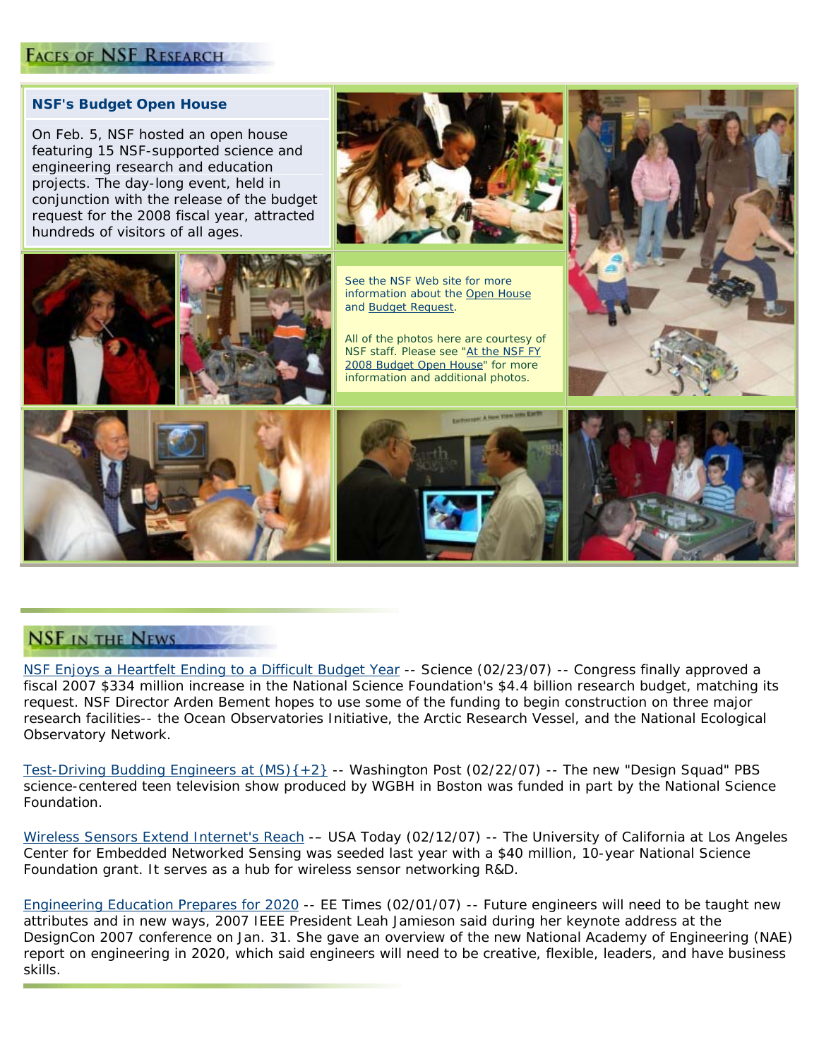## Faces of NSF Research

### NSF's Budget Open House

On Feb. 5, NSF hosted an open house featuring 15 NSF-supported science and engineering research and education projects. The day-long event, held in conjunction with the release of the budget request for the 2008 fiscal year, attracted hundreds of visitors of all ages.

See the NSF Web site for more information about the Open House and Budget Request.

All of the photos here are courtesy of NSF staff. Please see "At the NSF FY 2008 Budget Open House" for more information and additional photos.

## NSF in the News

NSF Enjoys a Heartfelt Ending to a Difficult Budget Year -- Science (02/23/07) -- Congress finally approved a fiscal 2007 $334 million increase in the National Science Foundation's $4.4 billion research budget, matching its request. NSF Director Arden Bement hopes to use some of the funding to begin construction on three major research facilities-- the Ocean Observatories Initiative, the Arctic Research Vessel, and the National Ecological Observatory Network.

Test-Driving Budding Engineers at (MS){+2} -- Washington Post (02/22/07) -- The new "Design Squad" PBS science-centered teen television show produced by WGBH in Boston was funded in part by the National Science Foundation.

Wireless Sensors Extend Internet's Reach –– USA Today (02/12/07) -- The University of California at Los Angeles Center for Embedded Networked Sensing was seeded last year with a $40 million, 10-year National Science Foundation grant. It serves as a hub for wireless sensor networking R&D.

Engineering Education Prepares for 2020 -- EE Times (02/01/07) -- Future engineers will need to be taught new attributes and in new ways, 2007 IEEE President Leah Jamieson said during her keynote address at the DesignCon 2007 conference on Jan. 31. She gave an overview of the new National Academy of Engineering (NAE) report on engineering in 2020, which said engineers will need to be creative, flexible, leaders, and have business skills.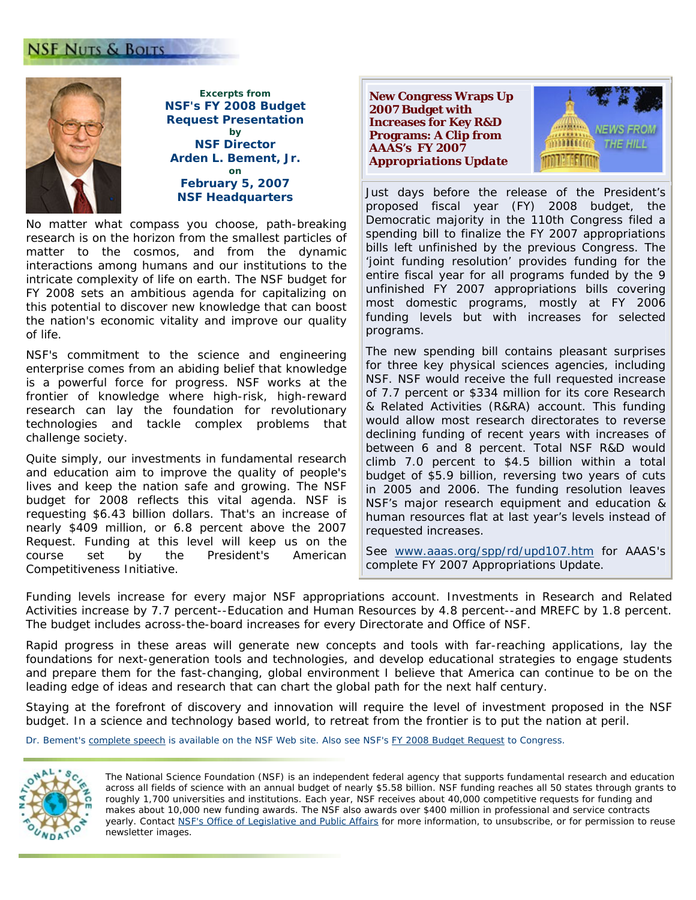NSF NUTS & BOLTS

**Excerpts from**
**NSF's FY 2008 Budget Request Presentation**
**by**
**NSF Director**
**Arden L. Bement, Jr.**
**on**
**February 5, 2007**
**NSF Headquarters**

No matter what compass you choose, path-breaking research is on the horizon from the smallest particles of matter to the cosmos, and from the dynamic interactions among humans and our institutions to the intricate complexity of life on earth. The NSF budget for FY 2008 sets an ambitious agenda for capitalizing on this potential to discover new knowledge that can boost the nation's economic vitality and improve our quality of life.

NSF's commitment to the science and engineering enterprise comes from an abiding belief that knowledge is a powerful force for progress. NSF works at the frontier of knowledge where high-risk, high-reward research can lay the foundation for revolutionary technologies and tackle complex problems that challenge society.

Quite simply, our investments in fundamental research and education aim to improve the quality of people's lives and keep the nation safe and growing. The NSF budget for 2008 reflects this vital agenda. NSF is requesting $6.43 billion dollars. That's an increase of nearly $409 million, or 6.8 percent above the 2007 Request. Funding at this level will keep us on the course set by the President's American Competitiveness Initiative.

Funding levels increase for every major NSF appropriations account. Investments in Research and Related Activities increase by 7.7 percent--Education and Human Resources by 4.8 percent--and MREFC by 1.8 percent. The budget includes across-the-board increases for every Directorate and Office of NSF.

Rapid progress in these areas will generate new concepts and tools with far-reaching applications, lay the foundations for next-generation tools and technologies, and develop educational strategies to engage students and prepare them for the fast-changing, global environment I believe that America can continue to be on the leading edge of ideas and research that can chart the global path for the next half century.

Staying at the forefront of discovery and innovation will require the level of investment proposed in the NSF budget. In a science and technology based world, to retreat from the frontier is to put the nation at peril.

Dr. Bement's complete speech is available on the NSF Web site. Also see NSF's FY 2008 Budget Request to Congress.

**New Congress Wraps Up 2007 Budget with Increases for Key R&D Programs: A Clip from AAAS's FY 2007 Appropriations Update**

NEWS FROM THE HILL

Just days before the release of the President's proposed fiscal year (FY) 2008 budget, the Democratic majority in the 110th Congress filed a spending bill to finalize the FY 2007 appropriations bills left unfinished by the previous Congress. The 'joint funding resolution' provides funding for the entire fiscal year for all programs funded by the 9 unfinished FY 2007 appropriations bills covering most domestic programs, mostly at FY 2006 funding levels but with increases for selected programs.

The new spending bill contains pleasant surprises for three key physical sciences agencies, including NSF. NSF would receive the full requested increase of 7.7 percent or $334 million for its core Research & Related Activities (R&RA) account. This funding would allow most research directorates to reverse declining funding of recent years with increases of between 6 and 8 percent. Total NSF R&D would climb 7.0 percent to $4.5 billion within a total budget of $5.9 billion, reversing two years of cuts in 2005 and 2006. The funding resolution leaves NSF's major research equipment and education & human resources flat at last year's levels instead of requested increases.

See www.aaas.org/spp/rd/upd107.htm for AAAS's complete FY 2007 Appropriations Update.

The National Science Foundation (NSF) is an independent federal agency that supports fundamental research and education across all fields of science with an annual budget of nearly $5.58 billion. NSF funding reaches all 50 states through grants to roughly 1,700 universities and institutions. Each year, NSF receives about 40,000 competitive requests for funding and makes about 10,000 new funding awards. The NSF also awards over $400 million in professional and service contracts yearly. Contact NSF's Office of Legislative and Public Affairs for more information, to unsubscribe, or for permission to reuse newsletter images.